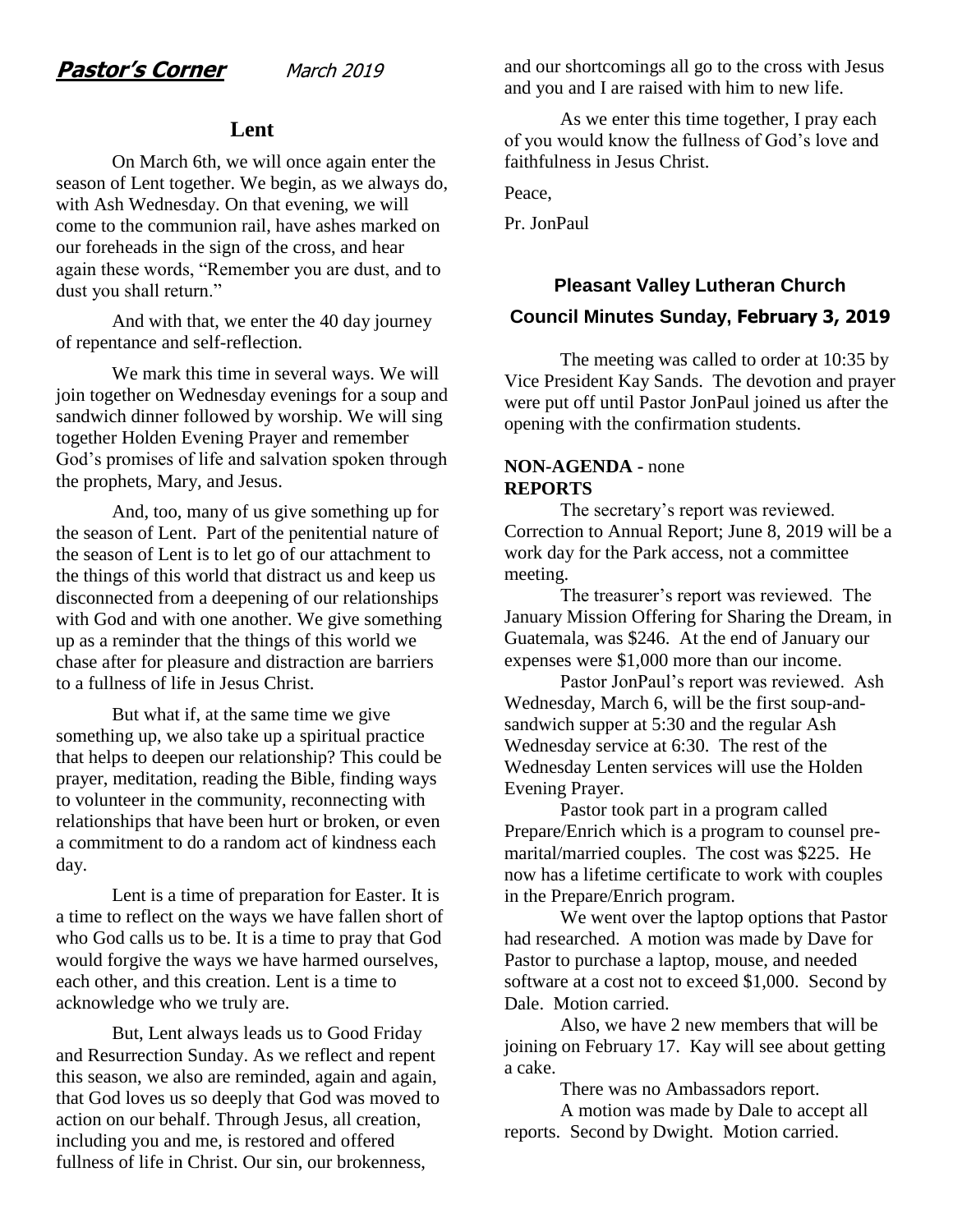## Pastor's Corner March 2019

### Lent

On March 6th, we will once again enter the season of Lent together. We begin, as we always do, with Ash Wednesday. On that evening, we will come to the communion rail, have ashes marked on our foreheads in the sign of the cross, and hear again these words, "Remember you are dust, and to dust you shall return."

And with that, we enter the 40 day journey of repentance and self-reflection.

We mark this time in several ways. We will join together on Wednesday evenings for a soup and sandwich dinner followed by worship. We will sing together Holden Evening Prayer and remember God's promises of life and salvation spoken through the prophets, Mary, and Jesus.

And, too, many of us give something up for the season of Lent. Part of the penitential nature of the season of Lent is to let go of our attachment to the things of this world that distract us and keep us disconnected from a deepening of our relationships with God and with one another. We give something up as a reminder that the things of this world we chase after for pleasure and distraction are barriers to a fullness of life in Jesus Christ.

But what if, at the same time we give something up, we also take up a spiritual practice that helps to deepen our relationship? This could be prayer, meditation, reading the Bible, finding ways to volunteer in the community, reconnecting with relationships that have been hurt or broken, or even a commitment to do a random act of kindness each day.

Lent is a time of preparation for Easter. It is a time to reflect on the ways we have fallen short of who God calls us to be. It is a time to pray that God would forgive the ways we have harmed ourselves, each other, and this creation. Lent is a time to acknowledge who we truly are.

But, Lent always leads us to Good Friday and Resurrection Sunday. As we reflect and repent this season, we also are reminded, again and again, that God loves us so deeply that God was moved to action on our behalf. Through Jesus, all creation, including you and me, is restored and offered fullness of life in Christ. Our sin, our brokenness, and our shortcomings all go to the cross with Jesus and you and I are raised with him to new life.

As we enter this time together, I pray each of you would know the fullness of God's love and faithfulness in Jesus Christ.

Peace,

Pr. JonPaul

## Pleasant Valley Lutheran Church

### Council Minutes Sunday, February 3, 2019

The meeting was called to order at 10:35 by Vice President Kay Sands. The devotion and prayer were put off until Pastor JonPaul joined us after the opening with the confirmation students.

**NON-AGENDA -** none

**REPORTS**

The secretary's report was reviewed. Correction to Annual Report; June 8, 2019 will be a work day for the Park access, not a committee meeting.

The treasurer's report was reviewed. The January Mission Offering for Sharing the Dream, in Guatemala, was $246. At the end of January our expenses were $1,000 more than our income.

Pastor JonPaul's report was reviewed. Ash Wednesday, March 6, will be the first soup-and-sandwich supper at 5:30 and the regular Ash Wednesday service at 6:30. The rest of the Wednesday Lenten services will use the Holden Evening Prayer.

Pastor took part in a program called Prepare/Enrich which is a program to counsel pre-marital/married couples. The cost was $225. He now has a lifetime certificate to work with couples in the Prepare/Enrich program.

We went over the laptop options that Pastor had researched. A motion was made by Dave for Pastor to purchase a laptop, mouse, and needed software at a cost not to exceed $1,000. Second by Dale. Motion carried.

Also, we have 2 new members that will be joining on February 17. Kay will see about getting a cake.

There was no Ambassadors report.

A motion was made by Dale to accept all reports. Second by Dwight. Motion carried.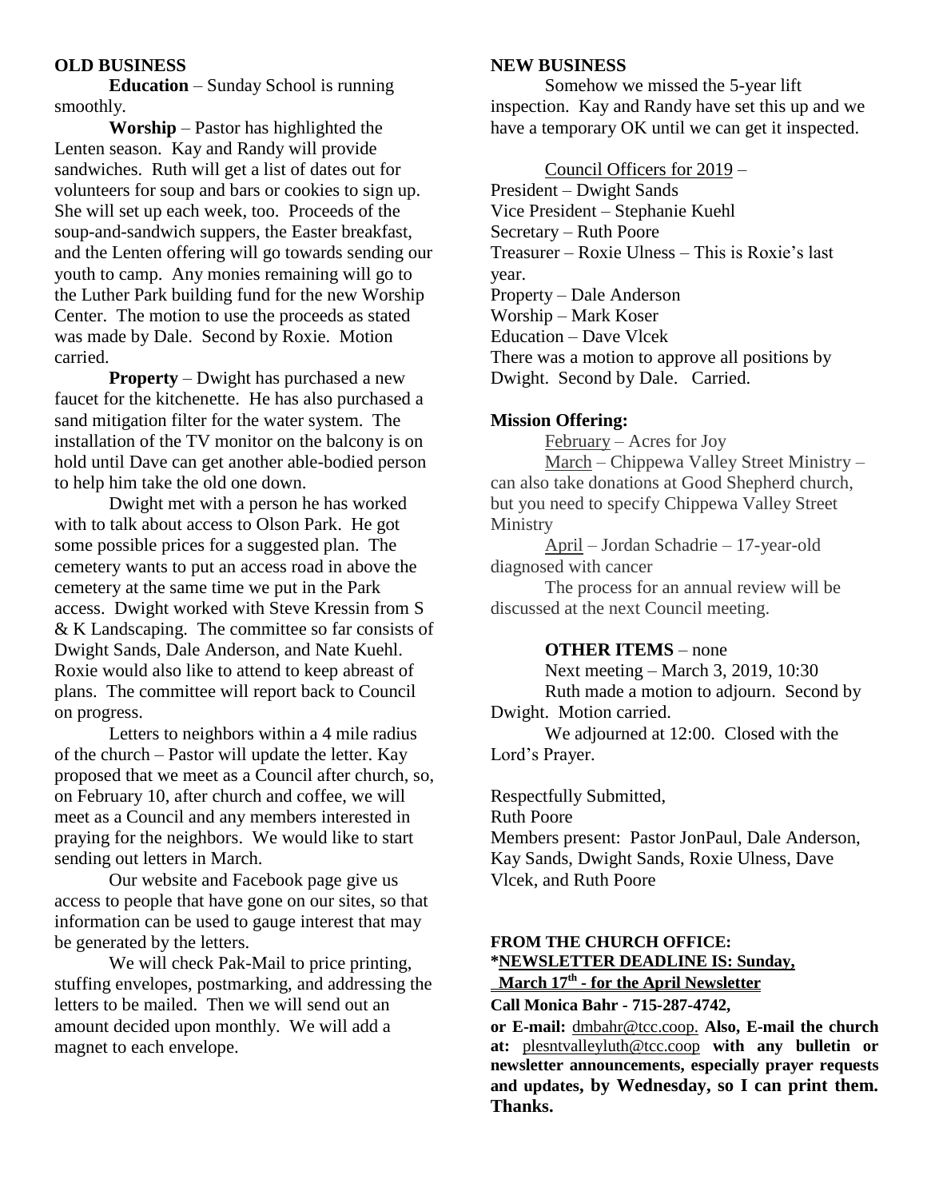**OLD BUSINESS**

**Education** – Sunday School is running smoothly.

**Worship** – Pastor has highlighted the Lenten season. Kay and Randy will provide sandwiches. Ruth will get a list of dates out for volunteers for soup and bars or cookies to sign up. She will set up each week, too. Proceeds of the soup-and-sandwich suppers, the Easter breakfast, and the Lenten offering will go towards sending our youth to camp. Any monies remaining will go to the Luther Park building fund for the new Worship Center. The motion to use the proceeds as stated was made by Dale. Second by Roxie. Motion carried.

**Property** – Dwight has purchased a new faucet for the kitchenette. He has also purchased a sand mitigation filter for the water system. The installation of the TV monitor on the balcony is on hold until Dave can get another able-bodied person to help him take the old one down.

Dwight met with a person he has worked with to talk about access to Olson Park. He got some possible prices for a suggested plan. The cemetery wants to put an access road in above the cemetery at the same time we put in the Park access. Dwight worked with Steve Kressin from S & K Landscaping. The committee so far consists of Dwight Sands, Dale Anderson, and Nate Kuehl. Roxie would also like to attend to keep abreast of plans. The committee will report back to Council on progress.

Letters to neighbors within a 4 mile radius of the church – Pastor will update the letter. Kay proposed that we meet as a Council after church, so, on February 10, after church and coffee, we will meet as a Council and any members interested in praying for the neighbors. We would like to start sending out letters in March.

Our website and Facebook page give us access to people that have gone on our sites, so that information can be used to gauge interest that may be generated by the letters.

We will check Pak-Mail to price printing, stuffing envelopes, postmarking, and addressing the letters to be mailed. Then we will send out an amount decided upon monthly. We will add a magnet to each envelope.

**NEW BUSINESS**

Somehow we missed the 5-year lift inspection. Kay and Randy have set this up and we have a temporary OK until we can get it inspected.

Council Officers for 2019 –
President – Dwight Sands
Vice President – Stephanie Kuehl
Secretary – Ruth Poore
Treasurer – Roxie Ulness – This is Roxie's last year.
Property – Dale Anderson
Worship – Mark Koser
Education – Dave Vlcek
There was a motion to approve all positions by Dwight. Second by Dale. Carried.

**Mission Offering:**

February – Acres for Joy

March – Chippewa Valley Street Ministry – can also take donations at Good Shepherd church, but you need to specify Chippewa Valley Street Ministry

April – Jordan Schadrie – 17-year-old diagnosed with cancer

The process for an annual review will be discussed at the next Council meeting.

**OTHER ITEMS** – none

Next meeting – March 3, 2019, 10:30

Ruth made a motion to adjourn. Second by Dwight. Motion carried.

We adjourned at 12:00. Closed with the Lord's Prayer.

Respectfully Submitted,
Ruth Poore
Members present: Pastor JonPaul, Dale Anderson, Kay Sands, Dwight Sands, Roxie Ulness, Dave Vlcek, and Ruth Poore

**FROM THE CHURCH OFFICE:**
**\*NEWSLETTER DEADLINE IS: Sunday, March 17th - for the April Newsletter**
**Call Monica Bahr - 715-287-4742,**
**or E-mail:** dmbahr@tcc.coop. **Also, E-mail the church at:** plesntvalleyluth@tcc.coop **with any bulletin or newsletter announcements, especially prayer requests and updates, by Wednesday, so I can print them. Thanks.**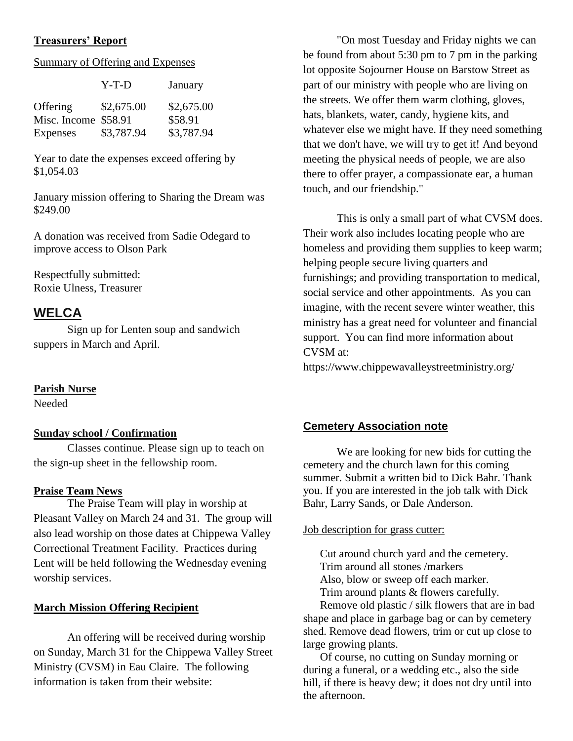## Treasurers' Report

Summary of Offering and Expenses

| | Y-T-D | January |
|---|---|---|
| Offering | $2,675.00 | $2,675.00 |
| Misc. Income | $58.91 | $58.91 |
| Expenses | $3,787.94 | $3,787.94 |

Year to date the expenses exceed offering by $1,054.03

January mission offering to Sharing the Dream was $249.00

A donation was received from Sadie Odegard to improve access to Olson Park

Respectfully submitted:
Roxie Ulness, Treasurer

## WELCA

Sign up for Lenten soup and sandwich suppers in March and April.

## Parish Nurse

Needed

## Sunday school / Confirmation

Classes continue. Please sign up to teach on the sign-up sheet in the fellowship room.

## Praise Team News

The Praise Team will play in worship at Pleasant Valley on March 24 and 31. The group will also lead worship on those dates at Chippewa Valley Correctional Treatment Facility. Practices during Lent will be held following the Wednesday evening worship services.

## March Mission Offering Recipient

An offering will be received during worship on Sunday, March 31 for the Chippewa Valley Street Ministry (CVSM) in Eau Claire. The following information is taken from their website:

"On most Tuesday and Friday nights we can be found from about 5:30 pm to 7 pm in the parking lot opposite Sojourner House on Barstow Street as part of our ministry with people who are living on the streets. We offer them warm clothing, gloves, hats, blankets, water, candy, hygiene kits, and whatever else we might have. If they need something that we don't have, we will try to get it! And beyond meeting the physical needs of people, we are also there to offer prayer, a compassionate ear, a human touch, and our friendship."

This is only a small part of what CVSM does. Their work also includes locating people who are homeless and providing them supplies to keep warm; helping people secure living quarters and furnishings; and providing transportation to medical, social service and other appointments. As you can imagine, with the recent severe winter weather, this ministry has a great need for volunteer and financial support. You can find more information about CVSM at:
https://www.chippewavalleystreetministry.org/

## Cemetery Association note

We are looking for new bids for cutting the cemetery and the church lawn for this coming summer. Submit a written bid to Dick Bahr. Thank you. If you are interested in the job talk with Dick Bahr, Larry Sands, or Dale Anderson.

Job description for grass cutter:

Cut around church yard and the cemetery.
Trim around all stones /markers
Also, blow or sweep off each marker.
Trim around plants & flowers carefully.
Remove old plastic / silk flowers that are in bad shape and place in garbage bag or can by cemetery shed. Remove dead flowers, trim or cut up close to large growing plants.

Of course, no cutting on Sunday morning or during a funeral, or a wedding etc., also the side hill, if there is heavy dew; it does not dry until into the afternoon.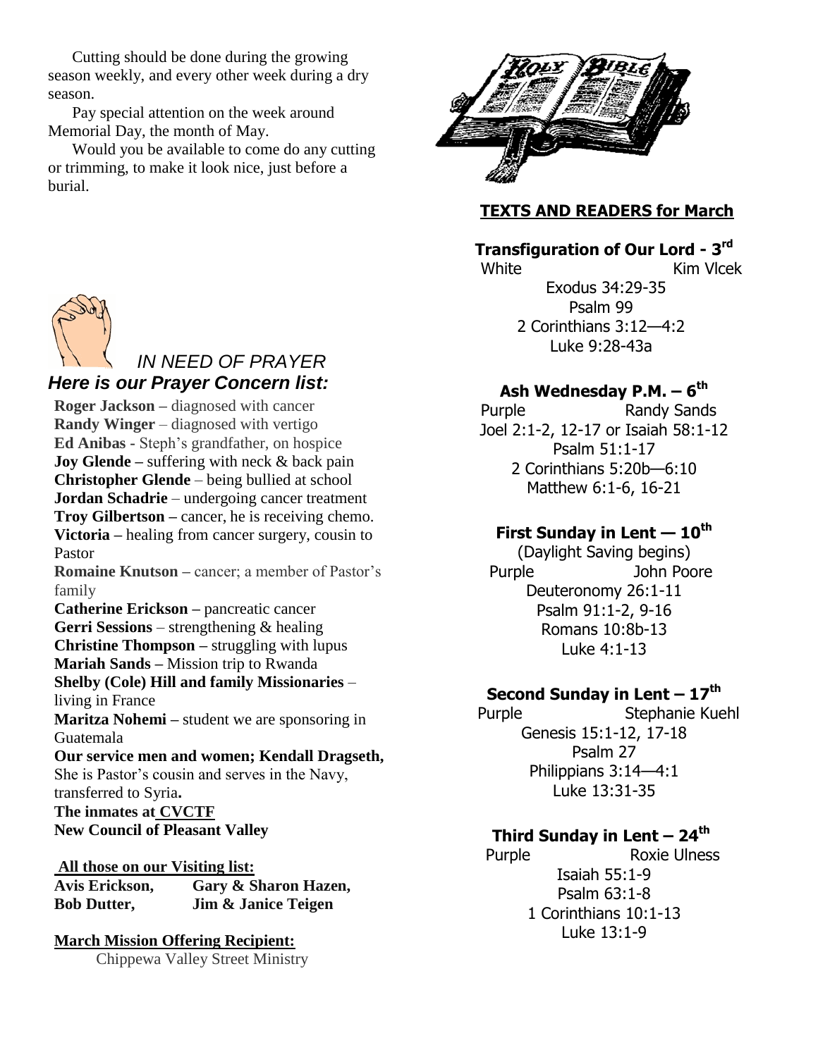Cutting should be done during the growing season weekly, and every other week during a dry season.

Pay special attention on the week around Memorial Day, the month of May.

Would you be available to come do any cutting or trimming, to make it look nice, just before a burial.

## *IN NEED OF PRAYER*

### *Here is our Prayer Concern list:*

**Roger Jackson** – diagnosed with cancer
**Randy Winger** – diagnosed with vertigo
**Ed Anibas** - Steph's grandfather, on hospice
**Joy Glende** – suffering with neck & back pain
**Christopher Glende** – being bullied at school
**Jordan Schadrie** – undergoing cancer treatment
**Troy Gilbertson** – cancer, he is receiving chemo.
**Victoria** – healing from cancer surgery, cousin to Pastor
**Romaine Knutson** – cancer; a member of Pastor's family
**Catherine Erickson** – pancreatic cancer
**Gerri Sessions** – strengthening & healing
**Christine Thompson** – struggling with lupus
**Mariah Sands** – Mission trip to Rwanda
**Shelby (Cole) Hill and family Missionaries** – living in France
**Maritza Nohemi** – student we are sponsoring in Guatemala
**Our service men and women; Kendall Dragseth,** She is Pastor's cousin and serves in the Navy, transferred to Syria**.**
**The inmates at CVCTF**
**New Council of Pleasant Valley**

**All those on our Visiting list:**

| | |
|---|---|
| **Avis Erickson,** | **Gary & Sharon Hazen,** |
| **Bob Dutter,** | **Jim & Janice Teigen** |

**March Mission Offering Recipient:**

Chippewa Valley Street Ministry

## TEXTS AND READERS for March

### Transfiguration of Our Lord - 3rd

White — Kim Vlcek

Exodus 34:29-35
Psalm 99
2 Corinthians 3:12—4:2
Luke 9:28-43a

### Ash Wednesday P.M. – 6th

Purple — Randy Sands

Joel 2:1-2, 12-17 or Isaiah 58:1-12
Psalm 51:1-17
2 Corinthians 5:20b—6:10
Matthew 6:1-6, 16-21

### First Sunday in Lent — 10th

(Daylight Saving begins)

Purple — John Poore

Deuteronomy 26:1-11
Psalm 91:1-2, 9-16
Romans 10:8b-13
Luke 4:1-13

### Second Sunday in Lent – 17th

Purple — Stephanie Kuehl

Genesis 15:1-12, 17-18
Psalm 27
Philippians 3:14—4:1
Luke 13:31-35

### Third Sunday in Lent – 24th

Purple — Roxie Ulness

Isaiah 55:1-9
Psalm 63:1-8
1 Corinthians 10:1-13
Luke 13:1-9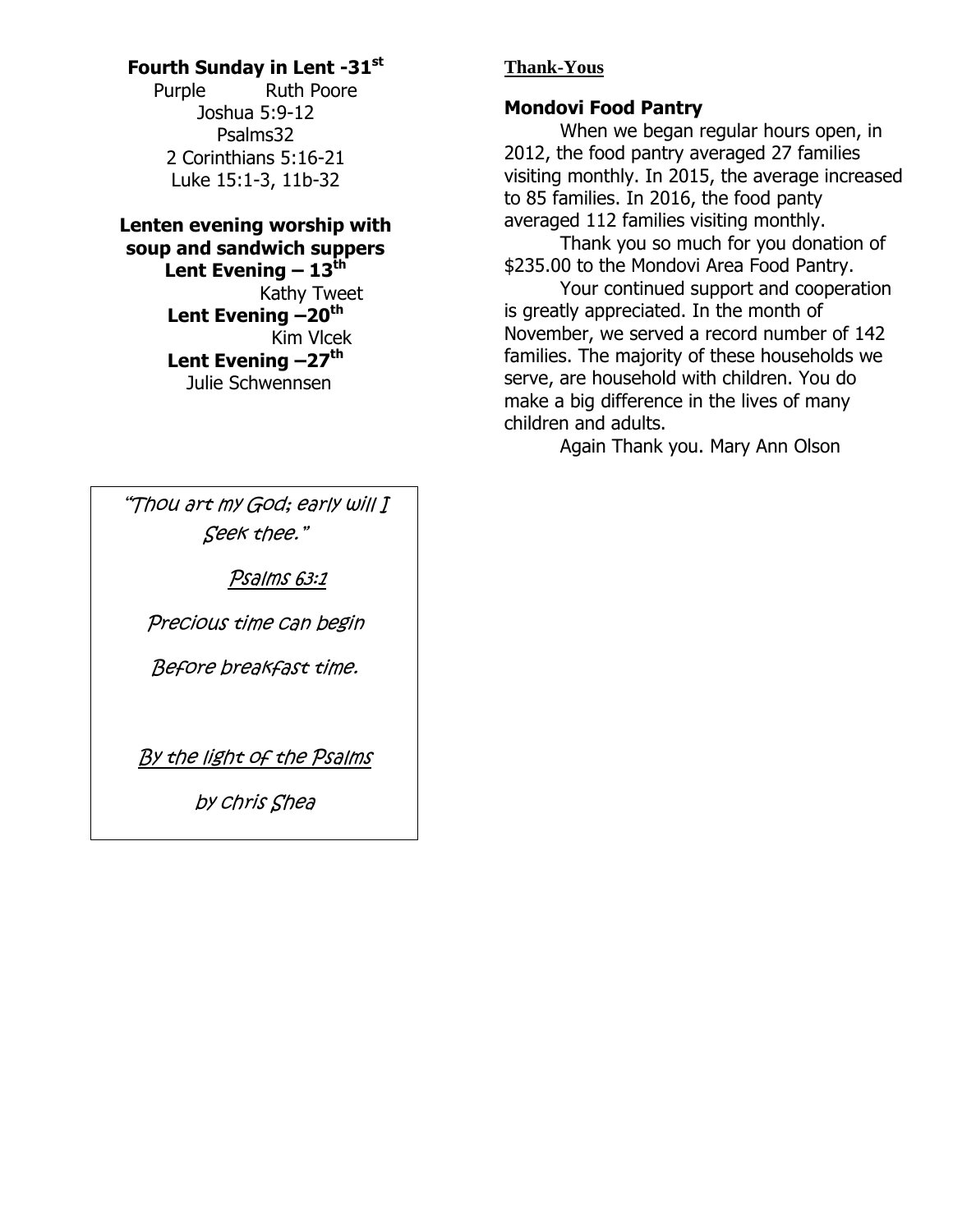**Fourth Sunday in Lent -31st**

Purple Ruth Poore
Joshua 5:9-12
Psalms32
2 Corinthians 5:16-21
Luke 15:1-3, 11b-32

**Lenten evening worship with soup and sandwich suppers**

**Lent Evening – 13th**
Kathy Tweet

**Lent Evening –20th**
Kim Vlcek

**Lent Evening –27th**
Julie Schwennsen

*"Thou art my God; early will I Seek thee."*

*Psalms 63:1*

*Precious time can begin*

*Before breakfast time.*

*By the light of the Psalms*

*by Chris Shea*

## Thank-Yous

**Mondovi Food Pantry**

When we began regular hours open, in 2012, the food pantry averaged 27 families visiting monthly. In 2015, the average increased to 85 families. In 2016, the food panty averaged 112 families visiting monthly.

Thank you so much for you donation of $235.00 to the Mondovi Area Food Pantry.

Your continued support and cooperation is greatly appreciated. In the month of November, we served a record number of 142 families. The majority of these households we serve, are household with children. You do make a big difference in the lives of many children and adults.

Again Thank you. Mary Ann Olson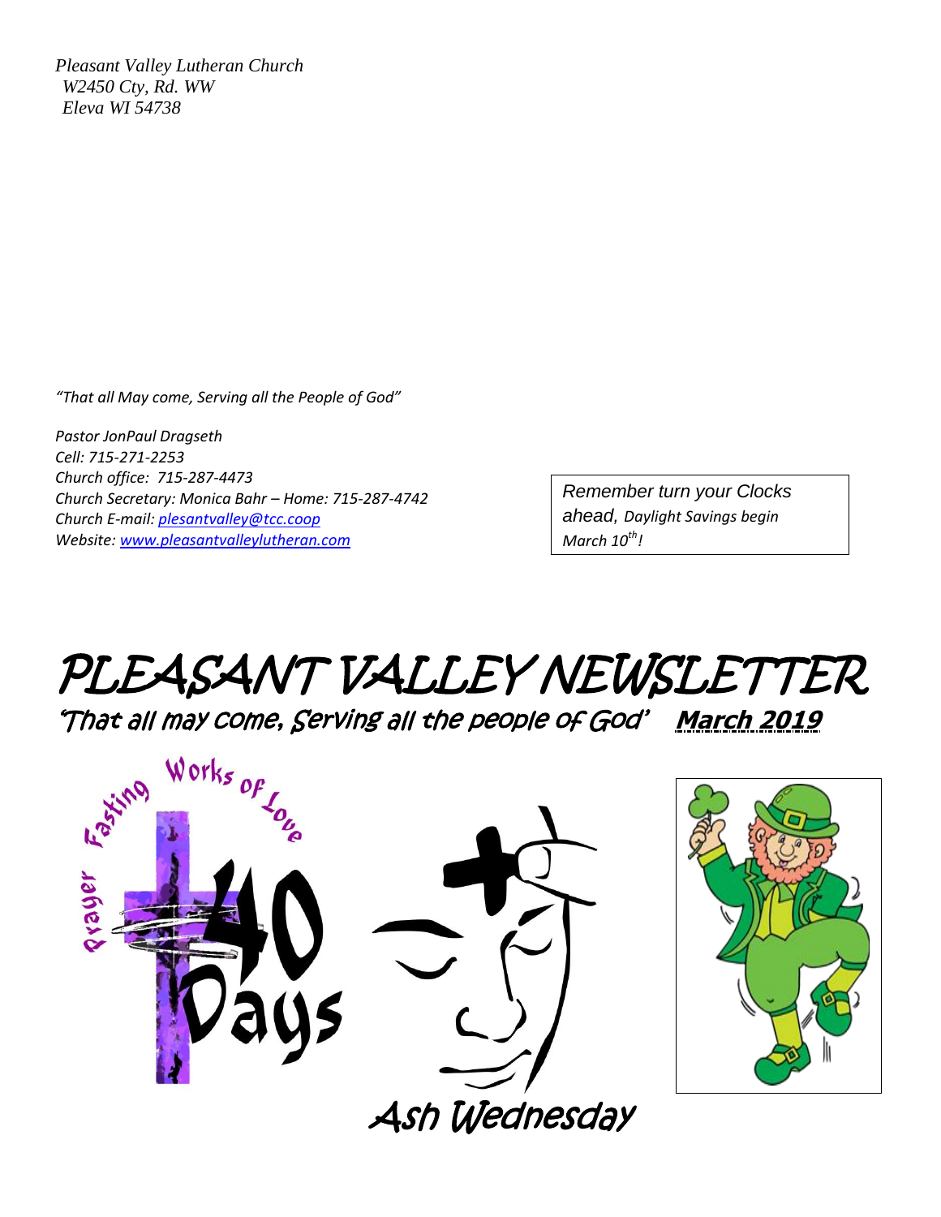*Pleasant Valley Lutheran Church*
*W2450 Cty, Rd. WW*
*Eleva WI 54738*

*"That all May come, Serving all the People of God"*

*Pastor JonPaul Dragseth*
*Cell: 715-271-2253*
*Church office: 715-287-4473*
*Church Secretary: Monica Bahr – Home: 715-287-4742*
*Church E-mail: plesantvalley@tcc.coop*
*Website: www.pleasantvalleylutheran.com*

*Remember turn your Clocks ahead, Daylight Savings begin March 10th!*

# *PLEASANT VALLEY NEWSLETTER*

*'That all may come, Serving all the people of God'* ***March 2019***

Works of Love
Fasting
Prayer
40 Days

Ash Wednesday